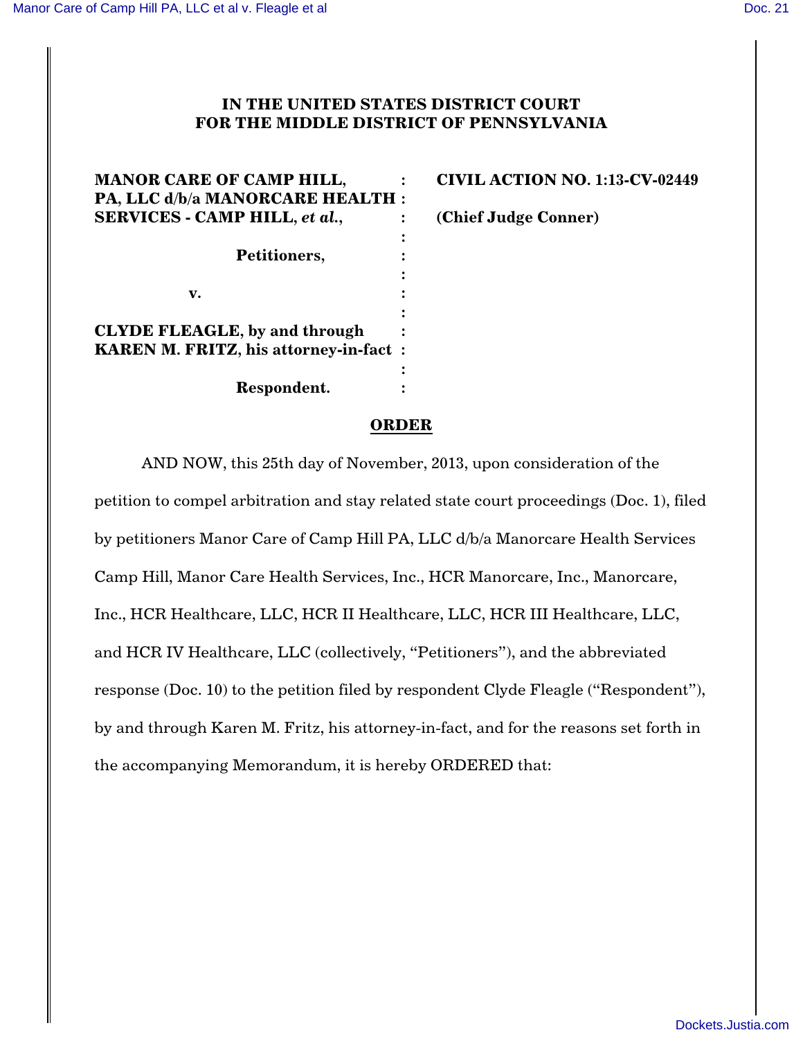**IN THE UNITED STATES DISTRICT COURT**
**FOR THE MIDDLE DISTRICT OF PENNSYLVANIA**

| | | |
|---|---|---|
| **MANOR CARE OF CAMP HILL, PA, LLC d/b/a MANORCARE HEALTH SERVICES - CAMP HILL, *et al.*,** | : | **CIVIL ACTION NO. 1:13-CV-02449** |
| | : | **(Chief Judge Conner)** |
| **Petitioners,** | : | |
| | : | |
| **v.** | : | |
| | : | |
| **CLYDE FLEAGLE, by and through KAREN M. FRITZ, his attorney-in-fact** | : | |
| | : | |
| **Respondent.** | : | |

## ORDER

AND NOW, this 25th day of November, 2013, upon consideration of the petition to compel arbitration and stay related state court proceedings (Doc. 1), filed by petitioners Manor Care of Camp Hill PA, LLC d/b/a Manorcare Health Services Camp Hill, Manor Care Health Services, Inc., HCR Manorcare, Inc., Manorcare, Inc., HCR Healthcare, LLC, HCR II Healthcare, LLC, HCR III Healthcare, LLC, and HCR IV Healthcare, LLC (collectively, "Petitioners"), and the abbreviated response (Doc. 10) to the petition filed by respondent Clyde Fleagle ("Respondent"), by and through Karen M. Fritz, his attorney-in-fact, and for the reasons set forth in the accompanying Memorandum, it is hereby ORDERED that: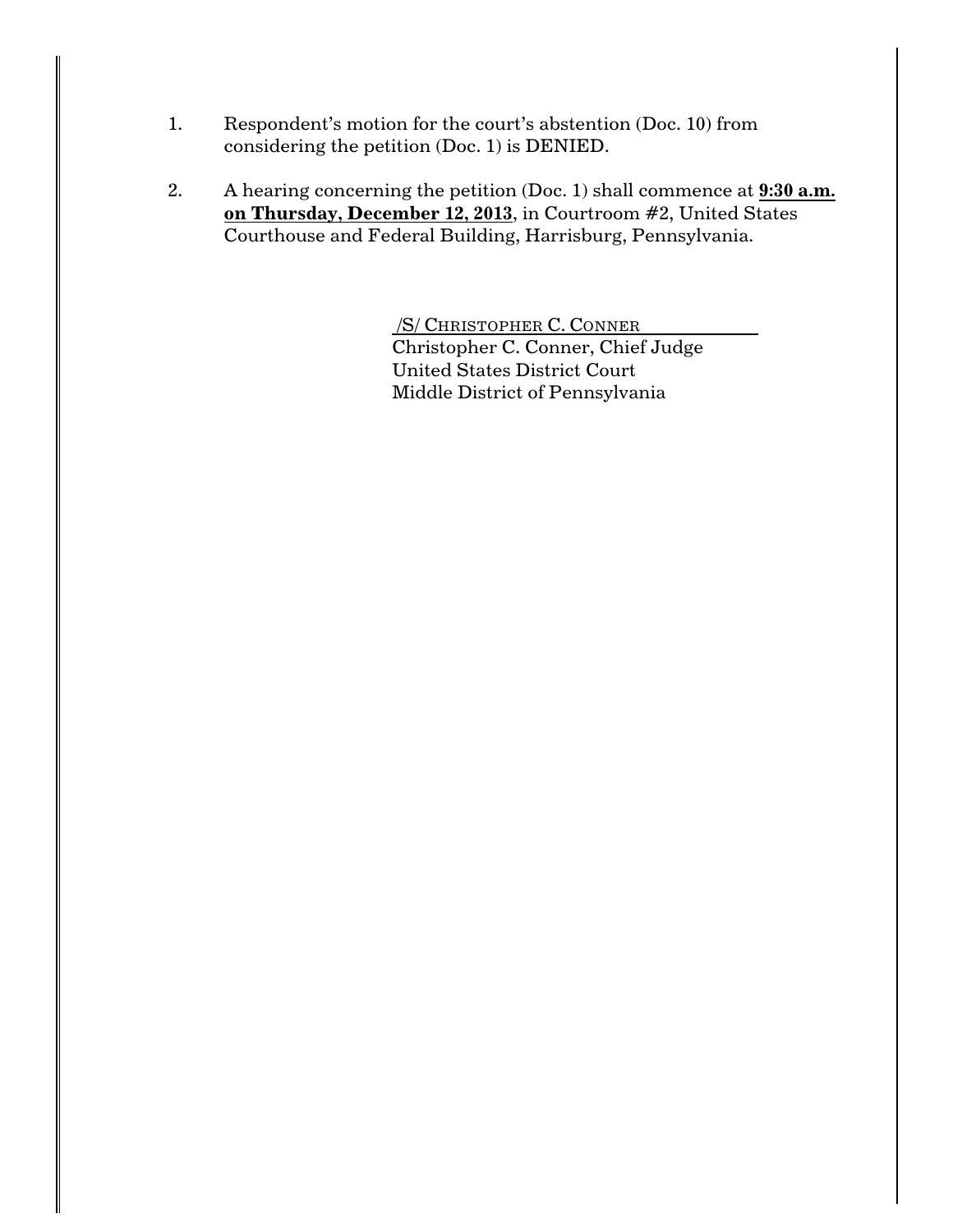1. Respondent's motion for the court's abstention (Doc. 10) from considering the petition (Doc. 1) is DENIED.

2. A hearing concerning the petition (Doc. 1) shall commence at **9:30 a.m. on Thursday, December 12, 2013**, in Courtroom #2, United States Courthouse and Federal Building, Harrisburg, Pennsylvania.

/S/ CHRISTOPHER C. CONNER
Christopher C. Conner, Chief Judge
United States District Court
Middle District of Pennsylvania